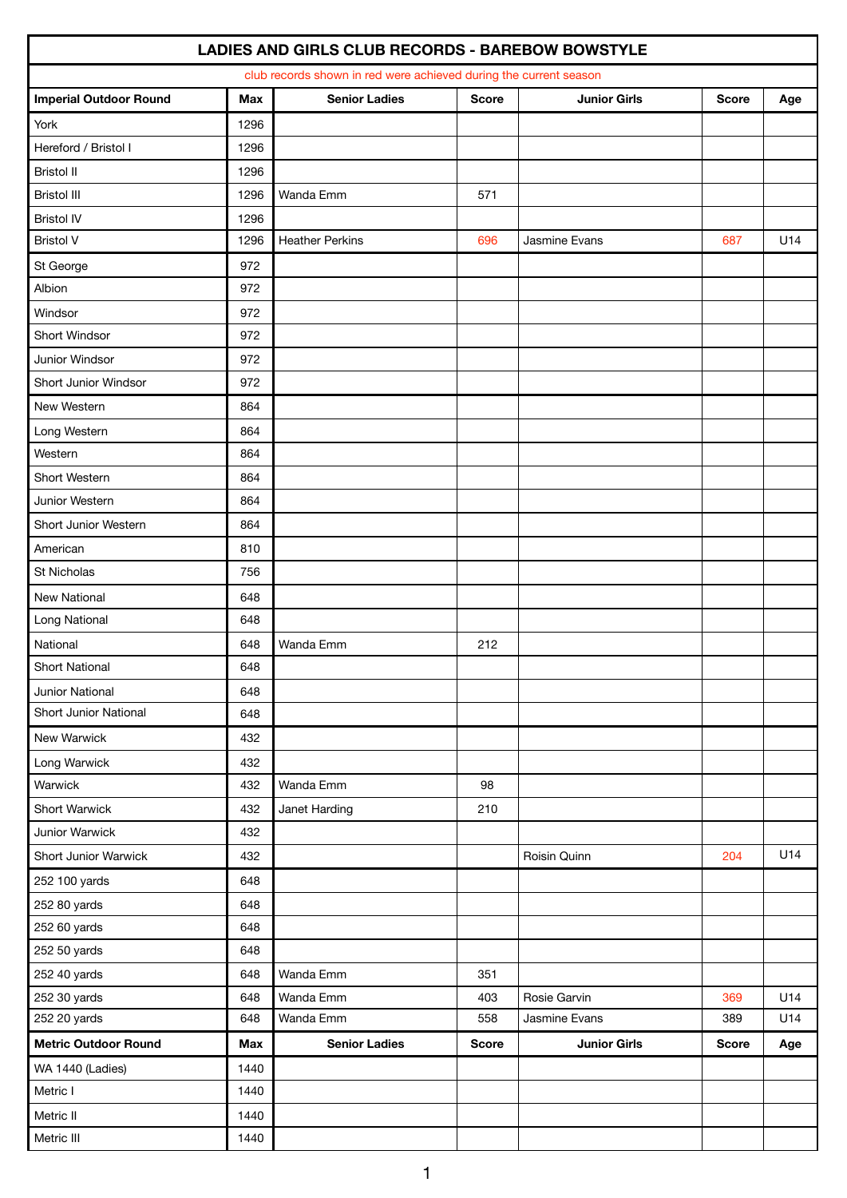# LADIES AND GIRLS CLUB RECORDS - BAREBOW BOWSTYLE

club records shown in red were achieved during the current season

| Imperial Outdoor Round | Max | Senior Ladies | Score | Junior Girls | Score | Age |
|---|---|---|---|---|---|---|
| York | 1296 | | | | | |
| Hereford / Bristol I | 1296 | | | | | |
| Bristol II | 1296 | | | | | |
| Bristol III | 1296 | Wanda Emm | 571 | | | |
| Bristol IV | 1296 | | | | | |
| Bristol V | 1296 | Heather Perkins | 696 | Jasmine Evans | 687 | U14 |
| St George | 972 | | | | | |
| Albion | 972 | | | | | |
| Windsor | 972 | | | | | |
| Short Windsor | 972 | | | | | |
| Junior Windsor | 972 | | | | | |
| Short Junior Windsor | 972 | | | | | |
| New Western | 864 | | | | | |
| Long Western | 864 | | | | | |
| Western | 864 | | | | | |
| Short Western | 864 | | | | | |
| Junior Western | 864 | | | | | |
| Short Junior Western | 864 | | | | | |
| American | 810 | | | | | |
| St Nicholas | 756 | | | | | |
| New National | 648 | | | | | |
| Long National | 648 | | | | | |
| National | 648 | Wanda Emm | 212 | | | |
| Short National | 648 | | | | | |
| Junior National | 648 | | | | | |
| Short Junior National | 648 | | | | | |
| New Warwick | 432 | | | | | |
| Long Warwick | 432 | | | | | |
| Warwick | 432 | Wanda Emm | 98 | | | |
| Short Warwick | 432 | Janet Harding | 210 | | | |
| Junior Warwick | 432 | | | | | |
| Short Junior Warwick | 432 | | | Roisin Quinn | 204 | U14 |
| 252 100 yards | 648 | | | | | |
| 252 80 yards | 648 | | | | | |
| 252 60 yards | 648 | | | | | |
| 252 50 yards | 648 | | | | | |
| 252 40 yards | 648 | Wanda Emm | 351 | | | |
| 252 30 yards | 648 | Wanda Emm | 403 | Rosie Garvin | 369 | U14 |
| 252 20 yards | 648 | Wanda Emm | 558 | Jasmine Evans | 389 | U14 |
| **Metric Outdoor Round** | **Max** | **Senior Ladies** | **Score** | **Junior Girls** | **Score** | **Age** |
| WA 1440 (Ladies) | 1440 | | | | | |
| Metric I | 1440 | | | | | |
| Metric II | 1440 | | | | | |
| Metric III | 1440 | | | | | |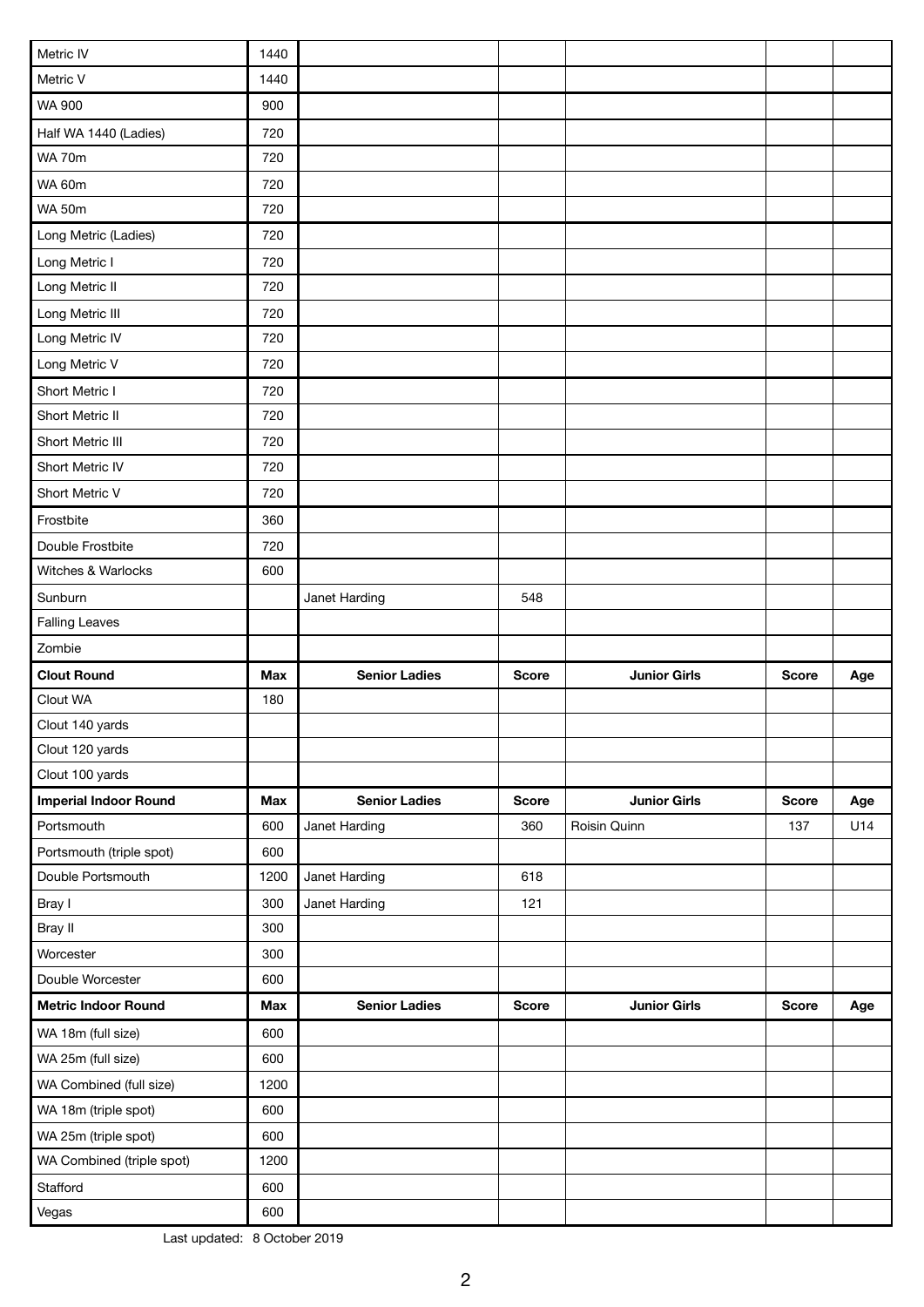| | | | | | | |
|---|---|---|---|---|---|---|
| Metric IV | 1440 | | | | | |
| Metric V | 1440 | | | | | |
| WA 900 | 900 | | | | | |
| Half WA 1440 (Ladies) | 720 | | | | | |
| WA 70m | 720 | | | | | |
| WA 60m | 720 | | | | | |
| WA 50m | 720 | | | | | |
| Long Metric (Ladies) | 720 | | | | | |
| Long Metric I | 720 | | | | | |
| Long Metric II | 720 | | | | | |
| Long Metric III | 720 | | | | | |
| Long Metric IV | 720 | | | | | |
| Long Metric V | 720 | | | | | |
| Short Metric I | 720 | | | | | |
| Short Metric II | 720 | | | | | |
| Short Metric III | 720 | | | | | |
| Short Metric IV | 720 | | | | | |
| Short Metric V | 720 | | | | | |
| Frostbite | 360 | | | | | |
| Double Frostbite | 720 | | | | | |
| Witches & Warlocks | 600 | | | | | |
| Sunburn | | Janet Harding | 548 | | | |
| Falling Leaves | | | | | | |
| Zombie | | | | | | |
| **Clout Round** | **Max** | **Senior Ladies** | **Score** | **Junior Girls** | **Score** | **Age** |
| Clout WA | 180 | | | | | |
| Clout 140 yards | | | | | | |
| Clout 120 yards | | | | | | |
| Clout 100 yards | | | | | | |
| **Imperial Indoor Round** | **Max** | **Senior Ladies** | **Score** | **Junior Girls** | **Score** | **Age** |
| Portsmouth | 600 | Janet Harding | 360 | Roisin Quinn | 137 | U14 |
| Portsmouth (triple spot) | 600 | | | | | |
| Double Portsmouth | 1200 | Janet Harding | 618 | | | |
| Bray I | 300 | Janet Harding | 121 | | | |
| Bray II | 300 | | | | | |
| Worcester | 300 | | | | | |
| Double Worcester | 600 | | | | | |
| **Metric Indoor Round** | **Max** | **Senior Ladies** | **Score** | **Junior Girls** | **Score** | **Age** |
| WA 18m (full size) | 600 | | | | | |
| WA 25m (full size) | 600 | | | | | |
| WA Combined (full size) | 1200 | | | | | |
| WA 18m (triple spot) | 600 | | | | | |
| WA 25m (triple spot) | 600 | | | | | |
| WA Combined (triple spot) | 1200 | | | | | |
| Stafford | 600 | | | | | |
| Vegas | 600 | | | | | |

Last updated: 8 October 2019